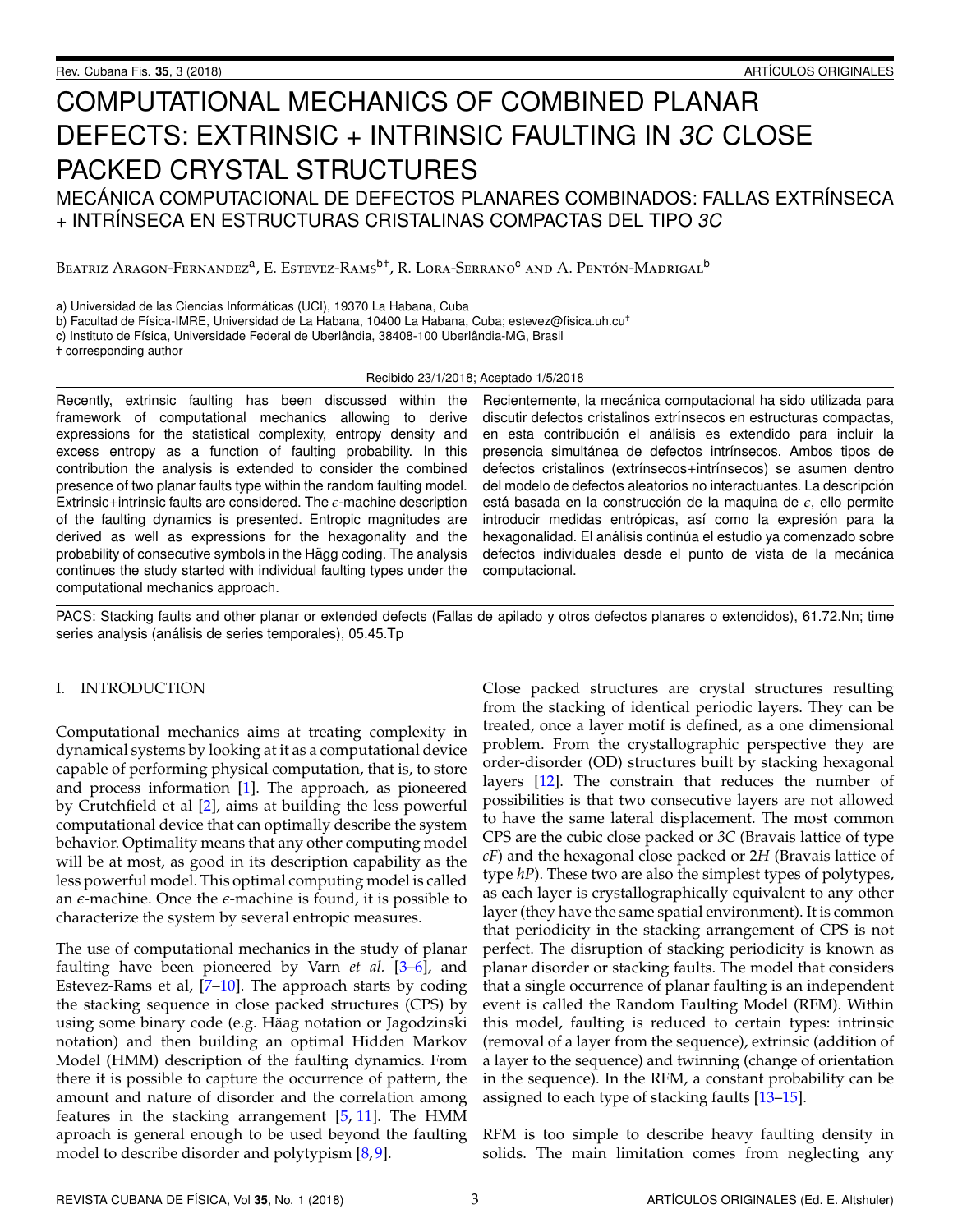# COMPUTATIONAL MECHANICS OF COMBINED PLANAR DEFECTS: EXTRINSIC + INTRINSIC FAULTING IN *3C* CLOSE PACKED CRYSTAL STRUCTURES

## MECÁNICA COMPUTACIONAL DE DEFECTOS PLANARES COMBINADOS: FALLAS EXTRÍNSECA + INTRÍNSECA EN ESTRUCTURAS CRISTALINAS COMPACTAS DEL TIPO *3C*

Beatriz Aragon-Fernandez[a], E. Estevez-Rams[b†], R. Lora-Serrano[c] and A. Pentón-Madrigal[b]

a) Universidad de las Ciencias Informáticas (UCI), 19370 La Habana, Cuba

b) Facultad de Física-IMRE, Universidad de La Habana, 10400 La Habana, Cuba; estevez@fisica.uh.cu†

c) Instituto de Física, Universidade Federal de Uberlândia, 38408-100 Uberlândia-MG, Brasil

† corresponding author

Recibido 23/1/2018; Aceptado 1/5/2018

Recently, extrinsic faulting has been discussed within the framework of computational mechanics allowing to derive expressions for the statistical complexity, entropy density and excess entropy as a function of faulting probability. In this contribution the analysis is extended to consider the combined presence of two planar faults type within the random faulting model. Extrinsic+intrinsic faults are considered. The $\epsilon$-machine description of the faulting dynamics is presented. Entropic magnitudes are derived as well as expressions for the hexagonality and the probability of consecutive symbols in the Hägg coding. The analysis continues the study started with individual faulting types under the computational mechanics approach.

Recientemente, la mecánica computacional ha sido utilizada para discutir defectos cristalinos extrínsecos en estructuras compactas, en esta contribución el análisis es extendido para incluir la presencia simultánea de defectos intrínsecos. Ambos tipos de defectos cristalinos (extrínsecos+intrínsecos) se asumen dentro del modelo de defectos aleatorios no interactuantes. La descripción está basada en la construcción de la maquina de $\epsilon$, ello permite introducir medidas entrópicas, así como la expresión para la hexagonalidad. El análisis continúa el estudio ya comenzado sobre defectos individuales desde el punto de vista de la mecánica computacional.

PACS: Stacking faults and other planar or extended defects (Fallas de apilado y otros defectos planares o extendidos), 61.72.Nn; time series analysis (análisis de series temporales), 05.45.Tp

## I. INTRODUCTION

Computational mechanics aims at treating complexity in dynamical systems by looking at it as a computational device capable of performing physical computation, that is, to store and process information [1]. The approach, as pioneered by Crutchfield et al [2], aims at building the less powerful computational device that can optimally describe the system behavior. Optimality means that any other computing model will be at most, as good in its description capability as the less powerful model. This optimal computing model is called an $\epsilon$-machine. Once the $\epsilon$-machine is found, it is possible to characterize the system by several entropic measures.

The use of computational mechanics in the study of planar faulting have been pioneered by Varn *et al.* [3–6], and Estevez-Rams et al, [7–10]. The approach starts by coding the stacking sequence in close packed structures (CPS) by using some binary code (e.g. Häag notation or Jagodzinski notation) and then building an optimal Hidden Markov Model (HMM) description of the faulting dynamics. From there it is possible to capture the occurrence of pattern, the amount and nature of disorder and the correlation among features in the stacking arrangement [5, 11]. The HMM aproach is general enough to be used beyond the faulting model to describe disorder and polytypism [8, 9].

Close packed structures are crystal structures resulting from the stacking of identical periodic layers. They can be treated, once a layer motif is defined, as a one dimensional problem. From the crystallographic perspective they are order-disorder (OD) structures built by stacking hexagonal layers [12]. The constrain that reduces the number of possibilities is that two consecutive layers are not allowed to have the same lateral displacement. The most common CPS are the cubic close packed or *3C* (Bravais lattice of type *cF*) and the hexagonal close packed or *2H* (Bravais lattice of type *hP*). These two are also the simplest types of polytypes, as each layer is crystallographically equivalent to any other layer (they have the same spatial environment). It is common that periodicity in the stacking arrangement of CPS is not perfect. The disruption of stacking periodicity is known as planar disorder or stacking faults. The model that considers that a single occurrence of planar faulting is an independent event is called the Random Faulting Model (RFM). Within this model, faulting is reduced to certain types: intrinsic (removal of a layer from the sequence), extrinsic (addition of a layer to the sequence) and twinning (change of orientation in the sequence). In the RFM, a constant probability can be assigned to each type of stacking faults [13–15].

RFM is too simple to describe heavy faulting density in solids. The main limitation comes from neglecting any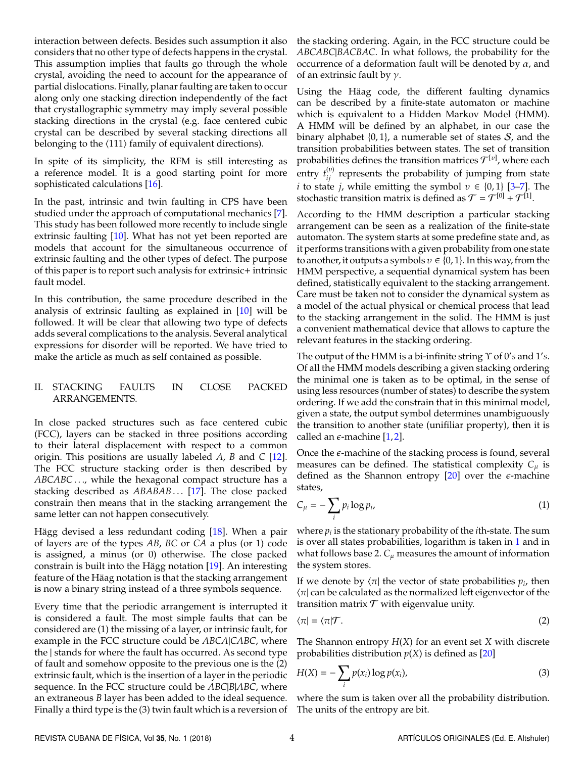interaction between defects. Besides such assumption it also considers that no other type of defects happens in the crystal. This assumption implies that faults go through the whole crystal, avoiding the need to account for the appearance of partial dislocations. Finally, planar faulting are taken to occur along only one stacking direction independently of the fact that crystallographic symmetry may imply several possible stacking directions in the crystal (e.g. face centered cubic crystal can be described by several stacking directions all belonging to the ⟨111⟩ family of equivalent directions).

In spite of its simplicity, the RFM is still interesting as a reference model. It is a good starting point for more sophisticated calculations [16].

In the past, intrinsic and twin faulting in CPS have been studied under the approach of computational mechanics [7]. This study has been followed more recently to include single extrinsic faulting [10]. What has not yet been reported are models that account for the simultaneous occurrence of extrinsic faulting and the other types of defect. The purpose of this paper is to report such analysis for extrinsic+ intrinsic fault model.

In this contribution, the same procedure described in the analysis of extrinsic faulting as explained in [10] will be followed. It will be clear that allowing two type of defects adds several complications to the analysis. Several analytical expressions for disorder will be reported. We have tried to make the article as much as self contained as possible.

## II. STACKING FAULTS IN CLOSE PACKED ARRANGEMENTS.

In close packed structures such as face centered cubic (FCC), layers can be stacked in three positions according to their lateral displacement with respect to a common origin. This positions are usually labeled $A$, $B$ and $C$ [12]. The FCC structure stacking order is then described by $ABCABC\ldots$, while the hexagonal compact structure has a stacking described as $ABABAB\ldots$ [17]. The close packed constrain then means that in the stacking arrangement the same letter can not happen consecutively.

Hägg devised a less redundant coding [18]. When a pair of layers are of the types $AB$, $BC$ or $CA$ a plus (or 1) code is assigned, a minus (or 0) otherwise. The close packed constrain is built into the Hägg notation [19]. An interesting feature of the Häag notation is that the stacking arrangement is now a binary string instead of a three symbols sequence.

Every time that the periodic arrangement is interrupted it is considered a fault. The most simple faults that can be considered are (1) the missing of a layer, or intrinsic fault, for example in the FCC structure could be $ABCA|CABC$, where the | stands for where the fault has occurred. As second type of fault and somehow opposite to the previous one is the (2) extrinsic fault, which is the insertion of a layer in the periodic sequence. In the FCC structure could be $ABC|B|ABC$, where an extraneous $B$ layer has been added to the ideal sequence. Finally a third type is the (3) twin fault which is a reversion of the stacking ordering. Again, in the FCC structure could be $ABCABC|BACBAC$. In what follows, the probability for the occurrence of a deformation fault will be denoted by $\alpha$, and of an extrinsic fault by $\gamma$.

Using the Häag code, the different faulting dynamics can be described by a finite-state automaton or machine which is equivalent to a Hidden Markov Model (HMM). A HMM will be defined by an alphabet, in our case the binary alphabet $\{0,1\}$, a numerable set of states $\mathcal{S}$, and the transition probabilities between states. The set of transition probabilities defines the transition matrices $\mathcal{T}^{[v]}$, where each entry $t_{ij}^{(v)}$ represents the probability of jumping from state $i$ to state $j$, while emitting the symbol $v \in \{0,1\}$ [3–7]. The stochastic transition matrix is defined as $\mathcal{T} = \mathcal{T}^{[0]} + \mathcal{T}^{[1]}$.

According to the HMM description a particular stacking arrangement can be seen as a realization of the finite-state automaton. The system starts at some predefine state and, as it performs transitions with a given probability from one state to another, it outputs a symbols $v \in \{0,1\}$. In this way, from the HMM perspective, a sequential dynamical system has been defined, statistically equivalent to the stacking arrangement. Care must be taken not to consider the dynamical system as a model of the actual physical or chemical process that lead to the stacking arrangement in the solid. The HMM is just a convenient mathematical device that allows to capture the relevant features in the stacking ordering.

The output of the HMM is a bi-infinite string $\Upsilon$ of $0's$ and $1's$. Of all the HMM models describing a given stacking ordering the minimal one is taken as to be optimal, in the sense of using less resources (number of states) to describe the system ordering. If we add the constrain that in this minimal model, given a state, the output symbol determines unambiguously the transition to another state (unifiliar property), then it is called an $\epsilon$-machine [1,2].

Once the $\epsilon$-machine of the stacking process is found, several measures can be defined. The statistical complexity $C_\mu$ is defined as the Shannon entropy [20] over the $\epsilon$-machine states,

$$C_\mu = -\sum_i p_i \log p_i, \tag{1}$$

where $p_i$ is the stationary probability of the $i$th-state. The sum is over all states probabilities, logarithm is taken in 1 and in what follows base 2. $C_\mu$ measures the amount of information the system stores.

If we denote by $\langle\pi|$ the vector of state probabilities $p_i$, then $\langle\pi|$ can be calculated as the normalized left eigenvector of the transition matrix $\mathcal{T}$ with eigenvalue unity.

$$\langle\pi| = \langle\pi|\mathcal{T}. \tag{2}$$

The Shannon entropy $H(X)$ for an event set $X$ with discrete probabilities distribution $p(X)$ is defined as [20]

$$H(X) = -\sum_i p(x_i)\log p(x_i), \tag{3}$$

where the sum is taken over all the probability distribution. The units of the entropy are bit.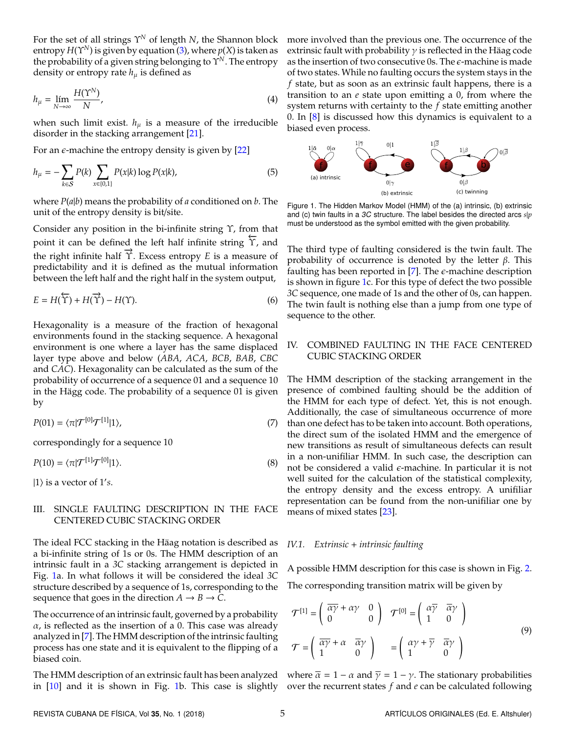For the set of all strings $\Upsilon^N$ of length $N$, the Shannon block entropy $H(\Upsilon^N)$ is given by equation (3), where $p(X)$ is taken as the probability of a given string belonging to $\Upsilon^N$. The entropy density or entropy rate $h_\mu$ is defined as

$$h_\mu = \lim_{N\to\infty} \frac{H(\Upsilon^N)}{N}, \tag{4}$$

when such limit exist. $h_\mu$ is a measure of the irreducible disorder in the stacking arrangement [21].

For an $\epsilon$-machine the entropy density is given by [22]

$$h_\mu = -\sum_{k\in\mathcal{S}} P(k) \sum_{x\in\{0,1\}} P(x|k)\log P(x|k), \tag{5}$$

where $P(a|b)$ means the probability of $a$ conditioned on $b$. The unit of the entropy density is bit/site.

Consider any position in the bi-infinite string $\Upsilon$, from that point it can be defined the left half infinite string $\overleftarrow{\Upsilon}$, and the right infinite half $\overrightarrow{\Upsilon}$. Excess entropy $E$ is a measure of predictability and it is defined as the mutual information between the left half and the right half in the system output,

$$E = H(\overleftarrow{\Upsilon}) + H(\overrightarrow{\Upsilon}) - H(\Upsilon). \tag{6}$$

Hexagonality is a measure of the fraction of hexagonal environments found in the stacking sequence. A hexagonal environment is one where a layer has the same displaced layer type above and below (*ABA*, *ACA*, *BCB*, *BAB*, *CBC* and *CAC*). Hexagonality can be calculated as the sum of the probability of occurrence of a sequence 01 and a sequence 10 in the Hägg code. The probability of a sequence 01 is given by

$$P(01) = \langle \pi | \mathcal{T}^{[0]}\mathcal{T}^{[1]} | 1 \rangle, \tag{7}$$

correspondingly for a sequence 10

$$P(10) = \langle \pi | \mathcal{T}^{[1]}\mathcal{T}^{[0]} | 1 \rangle. \tag{8}$$

$|1\rangle$ is a vector of 1's.

## III. SINGLE FAULTING DESCRIPTION IN THE FACE CENTERED CUBIC STACKING ORDER

The ideal FCC stacking in the Häag notation is described as a bi-infinite string of 1s or 0s. The HMM description of an intrinsic fault in a *3C* stacking arrangement is depicted in Fig. 1a. In what follows it will be considered the ideal *3C* structure described by a sequence of 1s, corresponding to the sequence that goes in the direction $A \to B \to C$.

The occurrence of an intrinsic fault, governed by a probability $\alpha$, is reflected as the insertion of a 0. This case was already analyzed in [7]. The HMM description of the intrinsic faulting process has one state and it is equivalent to the flipping of a biased coin.

The HMM description of an extrinsic fault has been analyzed in [10] and it is shown in Fig. 1b. This case is slightly more involved than the previous one. The occurrence of the extrinsic fault with probability $\gamma$ is reflected in the Häag code as the insertion of two consecutive 0s. The $\epsilon$-machine is made of two states. While no faulting occurs the system stays in the $f$ state, but as soon as an extrinsic fault happens, there is a transition to an $e$ state upon emitting a 0, from where the system returns with certainty to the $f$ state emitting another 0. In [8] is discussed how this dynamics is equivalent to a biased even process.

Figure 1. The Hidden Markov Model (HMM) of the (a) intrinsic, (b) extrinsic and (c) twin faults in a *3C* structure. The label besides the directed arcs $s|p$ must be understood as the symbol emitted with the given probability.

The third type of faulting considered is the twin fault. The probability of occurrence is denoted by the letter $\beta$. This faulting has been reported in [7]. The $\epsilon$-machine description is shown in figure 1c. For this type of defect the two possible *3C* sequence, one made of 1s and the other of 0s, can happen. The twin fault is nothing else than a jump from one type of sequence to the other.

## IV. COMBINED FAULTING IN THE FACE CENTERED CUBIC STACKING ORDER

The HMM description of the stacking arrangement in the presence of combined faulting should be the addition of the HMM for each type of defect. Yet, this is not enough. Additionally, the case of simultaneous occurrence of more than one defect has to be taken into account. Both operations, the direct sum of the isolated HMM and the emergence of new transitions as result of simultaneous defects can result in a non-unifiliar HMM. In such case, the description can not be considered a valid $\epsilon$-machine. In particular it is not well suited for the calculation of the statistical complexity, the entropy density and the excess entropy. A unifiliar representation can be found from the non-unifiliar one by means of mixed states [23].

### *IV.1. Extrinsic + intrinsic faulting*

A possible HMM description for this case is shown in Fig. 2.

The corresponding transition matrix will be given by

$$\mathcal{T}^{[1]} = \begin{pmatrix} \overline{\alpha\gamma} + \alpha\gamma & 0 \\ 0 & 0 \end{pmatrix} \quad \mathcal{T}^{[0]} = \begin{pmatrix} \alpha\overline{\gamma} & \overline{\alpha}\gamma \\ 1 & 0 \end{pmatrix}$$
$$\mathcal{T} = \begin{pmatrix} \overline{\alpha\gamma} + \alpha & \overline{\alpha}\gamma \\ 1 & 0 \end{pmatrix} \quad = \begin{pmatrix} \alpha\gamma + \overline{\gamma} & \overline{\alpha}\gamma \\ 1 & 0 \end{pmatrix} \tag{9}$$

where $\overline{\alpha} = 1 - \alpha$ and $\overline{\gamma} = 1 - \gamma$. The stationary probabilities over the recurrent states $f$ and $e$ can be calculated following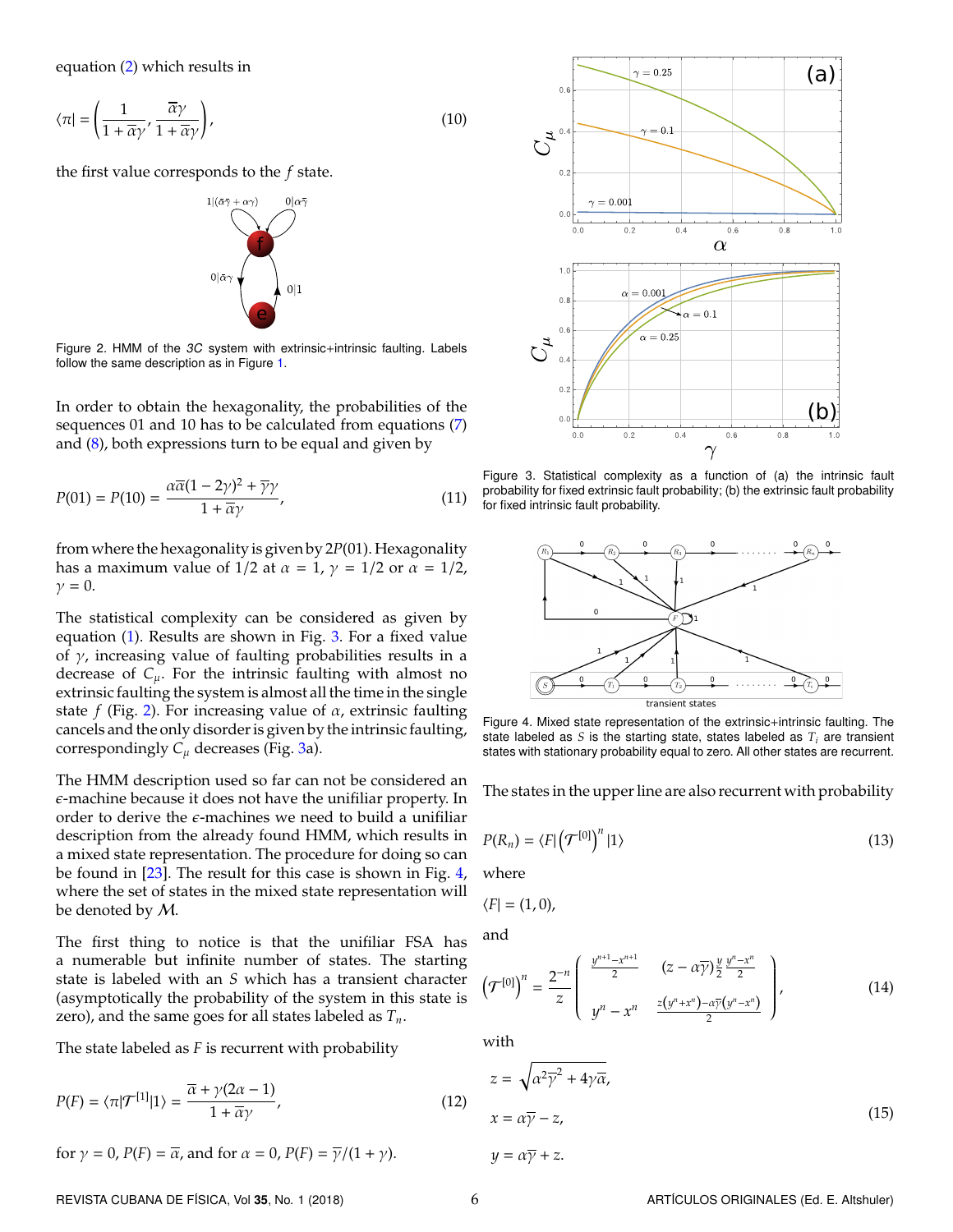equation (2) which results in

$$\langle\pi| = \left(\frac{1}{1+\bar{\alpha}\gamma}, \frac{\bar{\alpha}\gamma}{1+\bar{\alpha}\gamma}\right), \tag{10}$$

the first value corresponds to the $f$ state.

Figure 2. HMM of the *3C* system with extrinsic+intrinsic faulting. Labels follow the same description as in Figure 1.

In order to obtain the hexagonality, the probabilities of the sequences 01 and 10 has to be calculated from equations (7) and (8), both expressions turn to be equal and given by

$$P(01) = P(10) = \frac{\alpha\bar{\alpha}(1-2\gamma)^2 + \bar{\gamma}\gamma}{1+\bar{\alpha}\gamma}, \tag{11}$$

from where the hexagonality is given by $2P(01)$. Hexagonality has a maximum value of $1/2$ at $\alpha = 1$, $\gamma = 1/2$ or $\alpha = 1/2$, $\gamma = 0$.

The statistical complexity can be considered as given by equation (1). Results are shown in Fig. 3. For a fixed value of $\gamma$, increasing value of faulting probabilities results in a decrease of $C_\mu$. For the intrinsic faulting with almost no extrinsic faulting the system is almost all the time in the single state $f$ (Fig. 2). For increasing value of $\alpha$, extrinsic faulting cancels and the only disorder is given by the intrinsic faulting, correspondingly $C_\mu$ decreases (Fig. 3a).

The HMM description used so far can not be considered an $\epsilon$-machine because it does not have the unifiliar property. In order to derive the $\epsilon$-machines we need to build a unifiliar description from the already found HMM, which results in a mixed state representation. The procedure for doing so can be found in [23]. The result for this case is shown in Fig. 4, where the set of states in the mixed state representation will be denoted by $\mathcal{M}$.

The first thing to notice is that the unifiliar FSA has a numerable but infinite number of states. The starting state is labeled with an $S$ which has a transient character (asymptotically the probability of the system in this state is zero), and the same goes for all states labeled as $T_n$.

The state labeled as $F$ is recurrent with probability

$$P(F) = \langle\pi|\mathcal{T}^{[1]}|1\rangle = \frac{\bar{\alpha} + \gamma(2\alpha - 1)}{1+\bar{\alpha}\gamma}, \tag{12}$$

for $\gamma = 0$, $P(F) = \bar{\alpha}$, and for $\alpha = 0$, $P(F) = \bar{\gamma}/(1+\gamma)$.

Figure 3. Statistical complexity as a function of (a) the intrinsic fault probability for fixed extrinsic fault probability; (b) the extrinsic fault probability for fixed intrinsic fault probability.

Figure 4. Mixed state representation of the extrinsic+intrinsic faulting. The state labeled as $S$ is the starting state, states labeled as $T_i$ are transient states with stationary probability equal to zero. All other states are recurrent.

The states in the upper line are also recurrent with probability

$$P(R_n) = \langle F|\left(\mathcal{T}^{[0]}\right)^n|1\rangle \tag{13}$$

where

$$\langle F| = (1, 0),$$

and

$$\left(\mathcal{T}^{[0]}\right)^n = \frac{2^{-n}}{z}\begin{pmatrix} \frac{y^{n+1}-x^{n+1}}{2} & (z-\alpha\bar{\gamma})\frac{y}{2}\frac{y^n-x^n}{2} \\ y^n - x^n & \frac{z(y^n+x^n)-\alpha\bar{\gamma}(y^n-x^n)}{2} \end{pmatrix}, \tag{14}$$

with

$$\begin{aligned} z &= \sqrt{\alpha^2\bar{\gamma}^2 + 4\gamma\bar{\alpha}}, \\ x &= \alpha\bar{\gamma} - z, \\ y &= \alpha\bar{\gamma} + z. \end{aligned} \tag{15}$$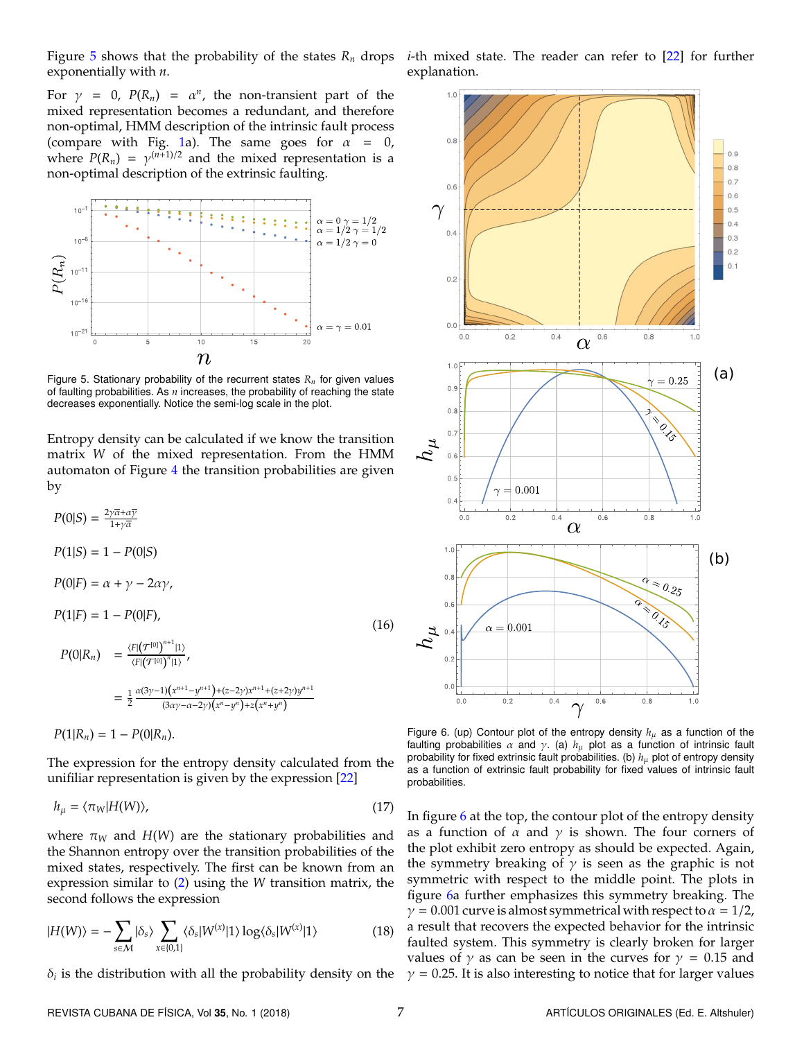Figure 5 shows that the probability of the states $R_n$ drops exponentially with $n$.

For $\gamma = 0$, $P(R_n) = \alpha^n$, the non-transient part of the mixed representation becomes a redundant, and therefore non-optimal, HMM description of the intrinsic fault process (compare with Fig. 1a). The same goes for $\alpha = 0$, where $P(R_n) = \gamma^{(n+1)/2}$ and the mixed representation is a non-optimal description of the extrinsic faulting.

Figure 5. Stationary probability of the recurrent states $R_n$ for given values of faulting probabilities. As $n$ increases, the probability of reaching the state decreases exponentially. Notice the semi-log scale in the plot.

Entropy density can be calculated if we know the transition matrix $W$ of the mixed representation. From the HMM automaton of Figure 4 the transition probabilities are given by

$$
\begin{aligned}
P(0|S) &= \frac{2\gamma\overline{\alpha}+\alpha\overline{\gamma}}{1+\gamma\overline{\alpha}}\\
P(1|S) &= 1 - P(0|S)\\
P(0|F) &= \alpha + \gamma - 2\alpha\gamma,\\
P(1|F) &= 1 - P(0|F),\\
P(0|R_n) &= \frac{\langle F|\left(\mathcal{T}^{[0]}\right)^{n+1}|1\rangle}{\langle F|\left(\mathcal{T}^{[0]}\right)^{n}|1\rangle},\\
&= \frac{1}{2}\frac{\alpha(3\gamma-1)\left(x^{n+1}-y^{n+1}\right)+(z-2\gamma)x^{n+1}+(z+2\gamma)y^{n+1}}{(3\alpha\gamma-\alpha-2\gamma)\left(x^{n}-y^{n}\right)+z\left(x^{n}+y^{n}\right)}\\
P(1|R_n) &= 1 - P(0|R_n).
\end{aligned}
\tag{16}
$$

The expression for the entropy density calculated from the unifiliar representation is given by the expression [22]

$$
h_\mu = \langle \pi_W | H(W) \rangle, \tag{17}
$$

where $\pi_W$ and $H(W)$ are the stationary probabilities and the Shannon entropy over the transition probabilities of the mixed states, respectively. The first can be known from an expression similar to (2) using the $W$ transition matrix, the second follows the expression

$$
|H(W)\rangle = -\sum_{s\in\mathcal{M}} |\delta_s\rangle \sum_{x\in\{0,1\}} \langle \delta_s|W^{(x)}|1\rangle \log\langle \delta_s|W^{(x)}|1\rangle \tag{18}
$$

$\delta_i$ is the distribution with all the probability density on the $i$-th mixed state. The reader can refer to [22] for further explanation.

Figure 6. (up) Contour plot of the entropy density $h_\mu$ as a function of the faulting probabilities $\alpha$ and $\gamma$. (a) $h_\mu$ plot as a function of intrinsic fault probability for fixed extrinsic fault probabilities. (b) $h_\mu$ plot of entropy density as a function of extrinsic fault probability for fixed values of intrinsic fault probabilities.

In figure 6 at the top, the contour plot of the entropy density as a function of $\alpha$ and $\gamma$ is shown. The four corners of the plot exhibit zero entropy as should be expected. Again, the symmetry breaking of $\gamma$ is seen as the graphic is not symmetric with respect to the middle point. The plots in figure 6a further emphasizes this symmetry breaking. The $\gamma = 0.001$ curve is almost symmetrical with respect to $\alpha = 1/2$, a result that recovers the expected behavior for the intrinsic faulted system. This symmetry is clearly broken for larger values of $\gamma$ as can be seen in the curves for $\gamma = 0.15$ and $\gamma = 0.25$. It is also interesting to notice that for larger values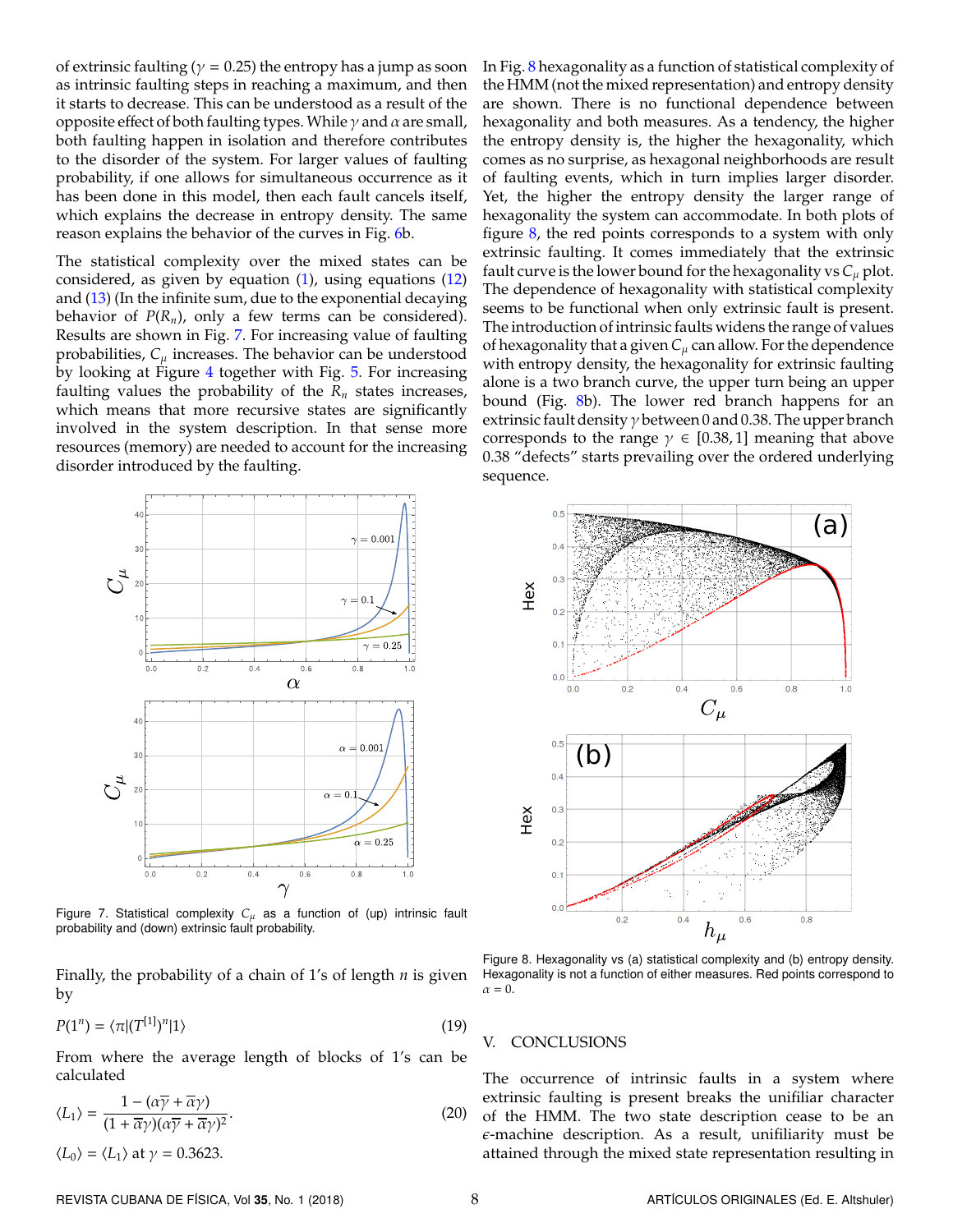of extrinsic faulting ($\gamma = 0.25$) the entropy has a jump as soon as intrinsic faulting steps in reaching a maximum, and then it starts to decrease. This can be understood as a result of the opposite effect of both faulting types. While $\gamma$ and $\alpha$ are small, both faulting happen in isolation and therefore contributes to the disorder of the system. For larger values of faulting probability, if one allows for simultaneous occurrence as it has been done in this model, then each fault cancels itself, which explains the decrease in entropy density. The same reason explains the behavior of the curves in Fig. 6b.

The statistical complexity over the mixed states can be considered, as given by equation (1), using equations (12) and (13) (In the infinite sum, due to the exponential decaying behavior of $P(R_n)$, only a few terms can be considered). Results are shown in Fig. 7. For increasing value of faulting probabilities, $C_\mu$ increases. The behavior can be understood by looking at Figure 4 together with Fig. 5. For increasing faulting values the probability of the $R_n$ states increases, which means that more recursive states are significantly involved in the system description. In that sense more resources (memory) are needed to account for the increasing disorder introduced by the faulting.

Figure 7. Statistical complexity $C_\mu$ as a function of (up) intrinsic fault probability and (down) extrinsic fault probability.

Finally, the probability of a chain of 1's of length $n$ is given by

$$P(1^n) = \langle \pi | (T^{[1]})^n | 1 \rangle \tag{19}$$

From where the average length of blocks of 1's can be calculated

$$\langle L_1 \rangle = \frac{1 - (\alpha\overline{\gamma} + \overline{\alpha}\gamma)}{(1 + \overline{\alpha}\gamma)(\alpha\overline{\gamma} + \overline{\alpha}\gamma)^2}. \tag{20}$$

$\langle L_0 \rangle = \langle L_1 \rangle$ at $\gamma = 0.3623$.

In Fig. 8 hexagonality as a function of statistical complexity of the HMM (not the mixed representation) and entropy density are shown. There is no functional dependence between hexagonality and both measures. As a tendency, the higher the entropy density is, the higher the hexagonality, which comes as no surprise, as hexagonal neighborhoods are result of faulting events, which in turn implies larger disorder. Yet, the higher the entropy density the larger range of hexagonality the system can accommodate. In both plots of figure 8, the red points corresponds to a system with only extrinsic faulting. It comes immediately that the extrinsic fault curve is the lower bound for the hexagonality vs $C_\mu$ plot. The dependence of hexagonality with statistical complexity seems to be functional when only extrinsic fault is present. The introduction of intrinsic faults widens the range of values of hexagonality that a given $C_\mu$ can allow. For the dependence with entropy density, the hexagonality for extrinsic faulting alone is a two branch curve, the upper turn being an upper bound (Fig. 8b). The lower red branch happens for an extrinsic fault density $\gamma$ between 0 and 0.38. The upper branch corresponds to the range $\gamma \in [0.38, 1]$ meaning that above 0.38 "defects" starts prevailing over the ordered underlying sequence.

Figure 8. Hexagonality vs (a) statistical complexity and (b) entropy density. Hexagonality is not a function of either measures. Red points correspond to $\alpha = 0$.

## V. CONCLUSIONS

The occurrence of intrinsic faults in a system where extrinsic faulting is present breaks the unifiliar character of the HMM. The two state description cease to be an $\epsilon$-machine description. As a result, unifiliarity must be attained through the mixed state representation resulting in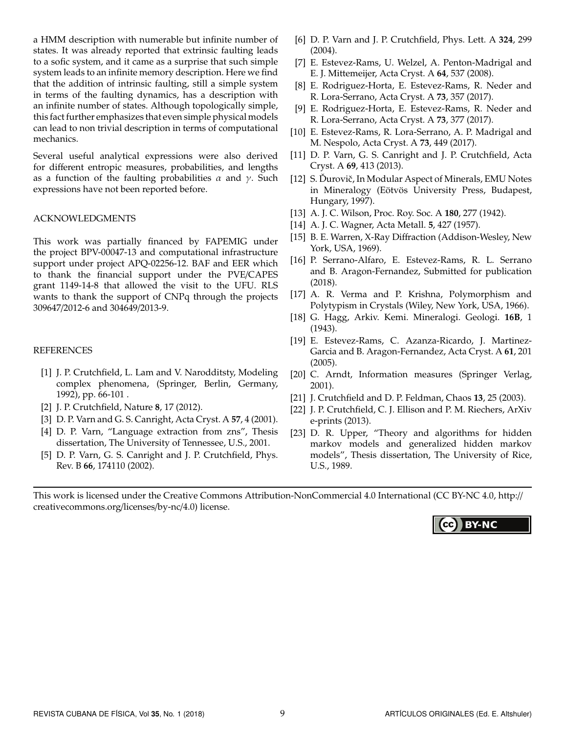a HMM description with numerable but infinite number of states. It was already reported that extrinsic faulting leads to a sofic system, and it came as a surprise that such simple system leads to an infinite memory description. Here we find that the addition of intrinsic faulting, still a simple system in terms of the faulting dynamics, has a description with an infinite number of states. Although topologically simple, this fact further emphasizes that even simple physical models can lead to non trivial description in terms of computational mechanics.

Several useful analytical expressions were also derived for different entropic measures, probabilities, and lengths as a function of the faulting probabilities $\alpha$ and $\gamma$. Such expressions have not been reported before.

## ACKNOWLEDGMENTS

This work was partially financed by FAPEMIG under the project BPV-00047-13 and computational infrastructure support under project APQ-02256-12. BAF and EER which to thank the financial support under the PVE/CAPES grant 1149-14-8 that allowed the visit to the UFU. RLS wants to thank the support of CNPq through the projects 309647/2012-6 and 304649/2013-9.

## REFERENCES

[1] J. P. Crutchfield, L. Lam and V. Narodditsty, Modeling complex phenomena, (Springer, Berlin, Germany, 1992), pp. 66-101 .

[2] J. P. Crutchfield, Nature **8**, 17 (2012).

[3] D. P. Varn and G. S. Canright, Acta Cryst. A **57**, 4 (2001).

[4] D. P. Varn, "Language extraction from zns", Thesis dissertation, The University of Tennessee, U.S., 2001.

[5] D. P. Varn, G. S. Canright and J. P. Crutchfield, Phys. Rev. B **66**, 174110 (2002).

[6] D. P. Varn and J. P. Crutchfield, Phys. Lett. A **324**, 299 (2004).

[7] E. Estevez-Rams, U. Welzel, A. Penton-Madrigal and E. J. Mittemeijer, Acta Cryst. A **64**, 537 (2008).

[8] E. Rodriguez-Horta, E. Estevez-Rams, R. Neder and R. Lora-Serrano, Acta Cryst. A **73**, 357 (2017).

[9] E. Rodriguez-Horta, E. Estevez-Rams, R. Neder and R. Lora-Serrano, Acta Cryst. A **73**, 377 (2017).

[10] E. Estevez-Rams, R. Lora-Serrano, A. P. Madrigal and M. Nespolo, Acta Cryst. A **73**, 449 (2017).

[11] D. P. Varn, G. S. Canright and J. P. Crutchfield, Acta Cryst. A **69**, 413 (2013).

[12] S. Ďurovič, In Modular Aspect of Minerals, EMU Notes in Mineralogy (Eötvös University Press, Budapest, Hungary, 1997).

[13] A. J. C. Wilson, Proc. Roy. Soc. A **180**, 277 (1942).

[14] A. J. C. Wagner, Acta Metall. **5**, 427 (1957).

[15] B. E. Warren, X-Ray Diffraction (Addison-Wesley, New York, USA, 1969).

[16] P. Serrano-Alfaro, E. Estevez-Rams, R. L. Serrano and B. Aragon-Fernandez, Submitted for publication (2018).

[17] A. R. Verma and P. Krishna, Polymorphism and Polytypism in Crystals (Wiley, New York, USA, 1966).

[18] G. Hagg, Arkiv. Kemi. Mineralogi. Geologi. **16B**, 1 (1943).

[19] E. Estevez-Rams, C. Azanza-Ricardo, J. Martinez-Garcia and B. Aragon-Fernandez, Acta Cryst. A **61**, 201 (2005).

[20] C. Arndt, Information measures (Springer Verlag, 2001).

[21] J. Crutchfield and D. P. Feldman, Chaos **13**, 25 (2003).

[22] J. P. Crutchfield, C. J. Ellison and P. M. Riechers, ArXiv e-prints (2013).

[23] D. R. Upper, "Theory and algorithms for hidden markov models and generalized hidden markov models", Thesis dissertation, The University of Rice, U.S., 1989.

This work is licensed under the Creative Commons Attribution-NonCommercial 4.0 International (CC BY-NC 4.0, http://creativecommons.org/licenses/by-nc/4.0) license.